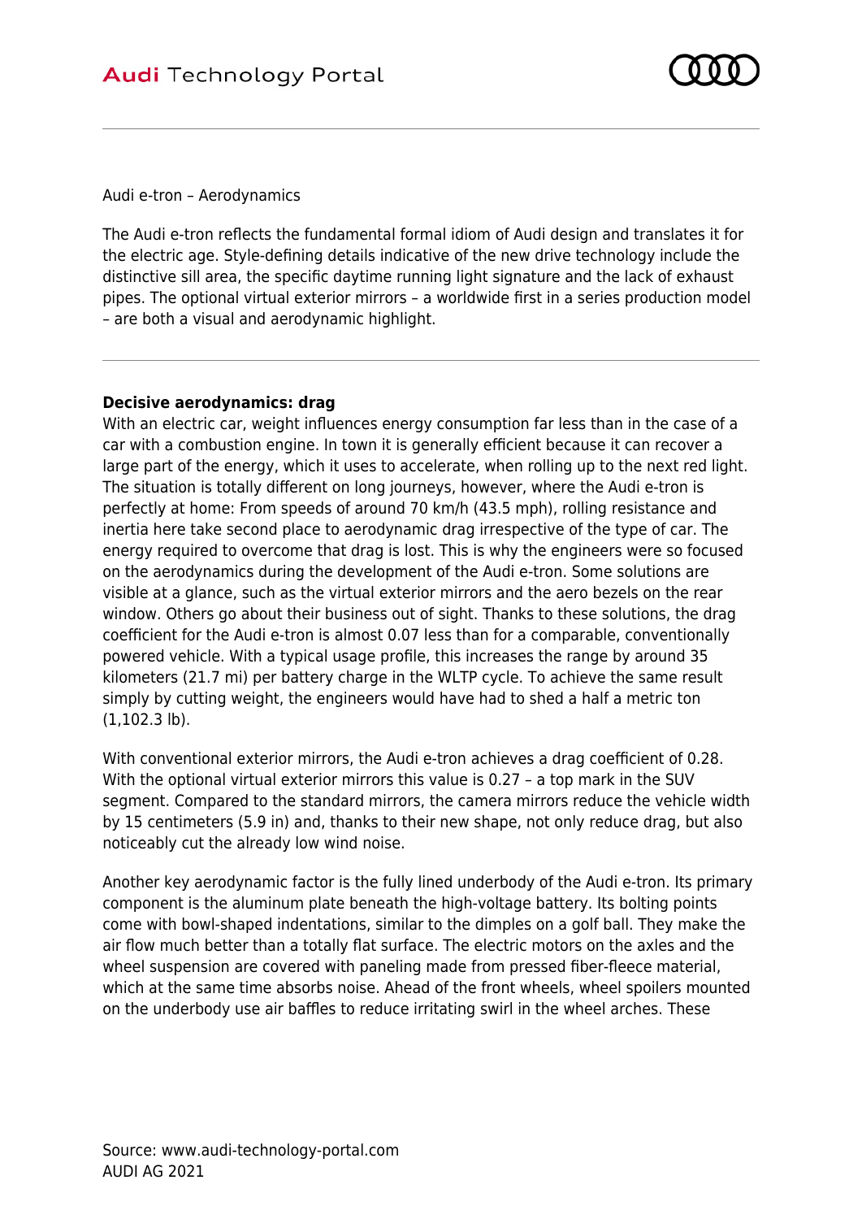Audi e-tron – Aerodynamics

The Audi e-tron reflects the fundamental formal idiom of Audi design and translates it for the electric age. Style-defining details indicative of the new drive technology include the distinctive sill area, the specific daytime running light signature and the lack of exhaust pipes. The optional virtual exterior mirrors – a worldwide first in a series production model – are both a visual and aerodynamic highlight.

**Decisive aerodynamics: drag**

With an electric car, weight influences energy consumption far less than in the case of a car with a combustion engine. In town it is generally efficient because it can recover a large part of the energy, which it uses to accelerate, when rolling up to the next red light. The situation is totally different on long journeys, however, where the Audi e-tron is perfectly at home: From speeds of around 70 km/h (43.5 mph), rolling resistance and inertia here take second place to aerodynamic drag irrespective of the type of car. The energy required to overcome that drag is lost. This is why the engineers were so focused on the aerodynamics during the development of the Audi e-tron. Some solutions are visible at a glance, such as the virtual exterior mirrors and the aero bezels on the rear window. Others go about their business out of sight. Thanks to these solutions, the drag coefficient for the Audi e-tron is almost 0.07 less than for a comparable, conventionally powered vehicle. With a typical usage profile, this increases the range by around 35 kilometers (21.7 mi) per battery charge in the WLTP cycle. To achieve the same result simply by cutting weight, the engineers would have had to shed a half a metric ton (1,102.3 lb).

With conventional exterior mirrors, the Audi e-tron achieves a drag coefficient of 0.28. With the optional virtual exterior mirrors this value is 0.27 – a top mark in the SUV segment. Compared to the standard mirrors, the camera mirrors reduce the vehicle width by 15 centimeters (5.9 in) and, thanks to their new shape, not only reduce drag, but also noticeably cut the already low wind noise.

Another key aerodynamic factor is the fully lined underbody of the Audi e-tron. Its primary component is the aluminum plate beneath the high-voltage battery. Its bolting points come with bowl-shaped indentations, similar to the dimples on a golf ball. They make the air flow much better than a totally flat surface. The electric motors on the axles and the wheel suspension are covered with paneling made from pressed fiber-fleece material, which at the same time absorbs noise. Ahead of the front wheels, wheel spoilers mounted on the underbody use air baffles to reduce irritating swirl in the wheel arches. These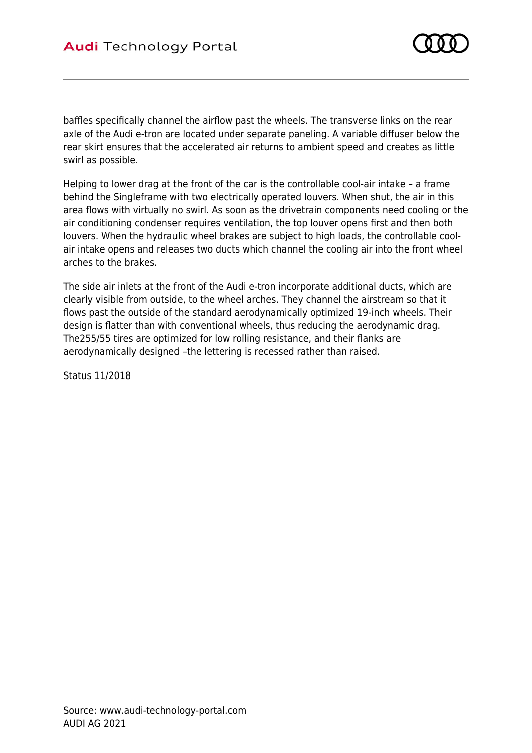baffles specifically channel the airflow past the wheels. The transverse links on the rear axle of the Audi e-tron are located under separate paneling. A variable diffuser below the rear skirt ensures that the accelerated air returns to ambient speed and creates as little swirl as possible.

Helping to lower drag at the front of the car is the controllable cool-air intake – a frame behind the Singleframe with two electrically operated louvers. When shut, the air in this area flows with virtually no swirl. As soon as the drivetrain components need cooling or the air conditioning condenser requires ventilation, the top louver opens first and then both louvers. When the hydraulic wheel brakes are subject to high loads, the controllable cool-air intake opens and releases two ducts which channel the cooling air into the front wheel arches to the brakes.

The side air inlets at the front of the Audi e-tron incorporate additional ducts, which are clearly visible from outside, to the wheel arches. They channel the airstream so that it flows past the outside of the standard aerodynamically optimized 19-inch wheels. Their design is flatter than with conventional wheels, thus reducing the aerodynamic drag. The255/55 tires are optimized for low rolling resistance, and their flanks are aerodynamically designed –the lettering is recessed rather than raised.

Status 11/2018

Source: www.audi-technology-portal.com
AUDI AG 2021